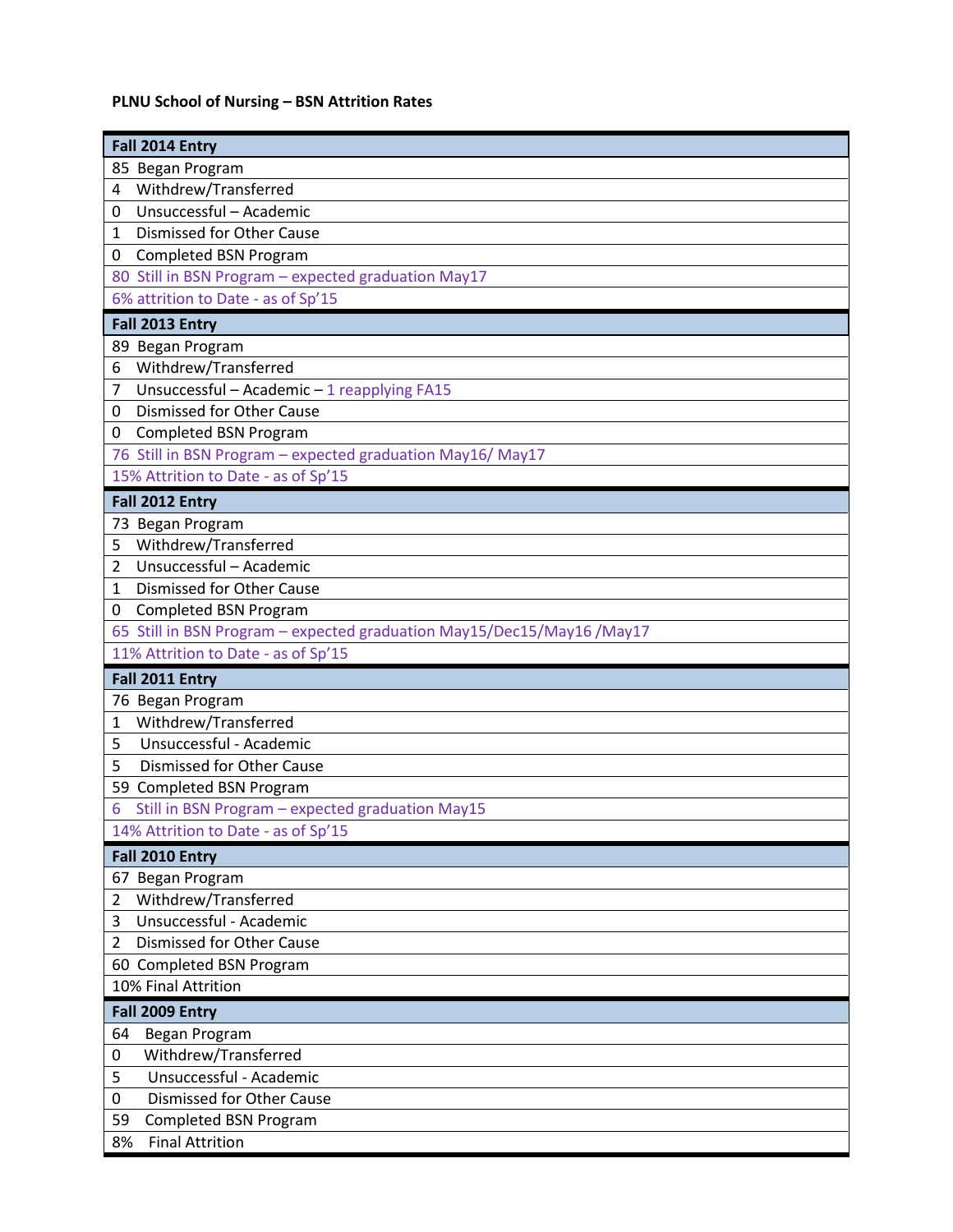**PLNU School of Nursing – BSN Attrition Rates**

| Fall 2014 Entry |
|---|
| 85 Began Program |
| 4 Withdrew/Transferred |
| 0 Unsuccessful – Academic |
| 1 Dismissed for Other Cause |
| 0 Completed BSN Program |
| 80 Still in BSN Program – expected graduation May17 |
| 6% attrition to Date - as of Sp'15 |

| Fall 2013 Entry |
|---|
| 89 Began Program |
| 6 Withdrew/Transferred |
| 7 Unsuccessful – Academic – 1 reapplying FA15 |
| 0 Dismissed for Other Cause |
| 0 Completed BSN Program |
| 76 Still in BSN Program – expected graduation May16/ May17 |
| 15% Attrition to Date - as of Sp'15 |

| Fall 2012 Entry |
|---|
| 73 Began Program |
| 5 Withdrew/Transferred |
| 2 Unsuccessful – Academic |
| 1 Dismissed for Other Cause |
| 0 Completed BSN Program |
| 65 Still in BSN Program – expected graduation May15/Dec15/May16 /May17 |
| 11% Attrition to Date - as of Sp'15 |

| Fall 2011 Entry |
|---|
| 76 Began Program |
| 1 Withdrew/Transferred |
| 5 Unsuccessful - Academic |
| 5 Dismissed for Other Cause |
| 59 Completed BSN Program |
| 6 Still in BSN Program – expected graduation May15 |
| 14% Attrition to Date - as of Sp'15 |

| Fall 2010 Entry |
|---|
| 67 Began Program |
| 2 Withdrew/Transferred |
| 3 Unsuccessful - Academic |
| 2 Dismissed for Other Cause |
| 60 Completed BSN Program |
| 10% Final Attrition |

| Fall 2009 Entry |
|---|
| 64 Began Program |
| 0 Withdrew/Transferred |
| 5 Unsuccessful - Academic |
| 0 Dismissed for Other Cause |
| 59 Completed BSN Program |
| 8% Final Attrition |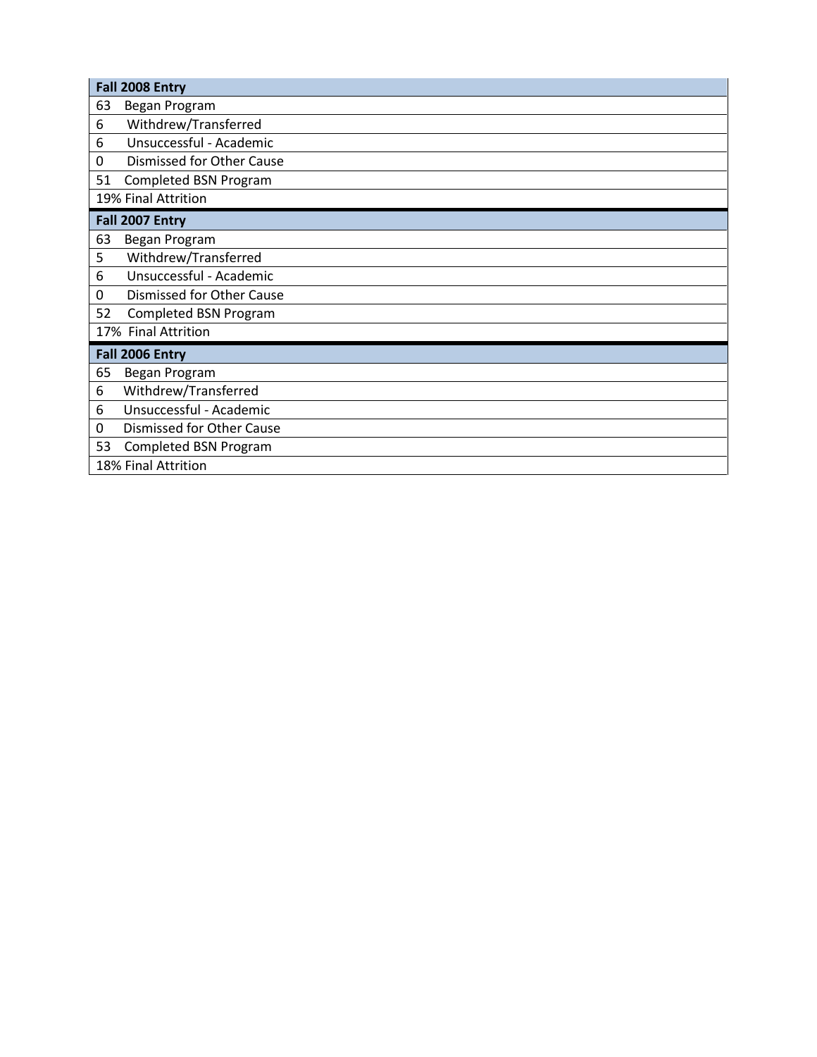| Fall 2008 Entry | |
|---|---|
| 63 | Began Program |
| 6 | Withdrew/Transferred |
| 6 | Unsuccessful - Academic |
| 0 | Dismissed for Other Cause |
| 51 | Completed BSN Program |
| 19% Final Attrition | |

| Fall 2007 Entry | |
|---|---|
| 63 | Began Program |
| 5 | Withdrew/Transferred |
| 6 | Unsuccessful - Academic |
| 0 | Dismissed for Other Cause |
| 52 | Completed BSN Program |
| 17% Final Attrition | |

| Fall 2006 Entry | |
|---|---|
| 65 | Began Program |
| 6 | Withdrew/Transferred |
| 6 | Unsuccessful - Academic |
| 0 | Dismissed for Other Cause |
| 53 | Completed BSN Program |
| 18% Final Attrition | |